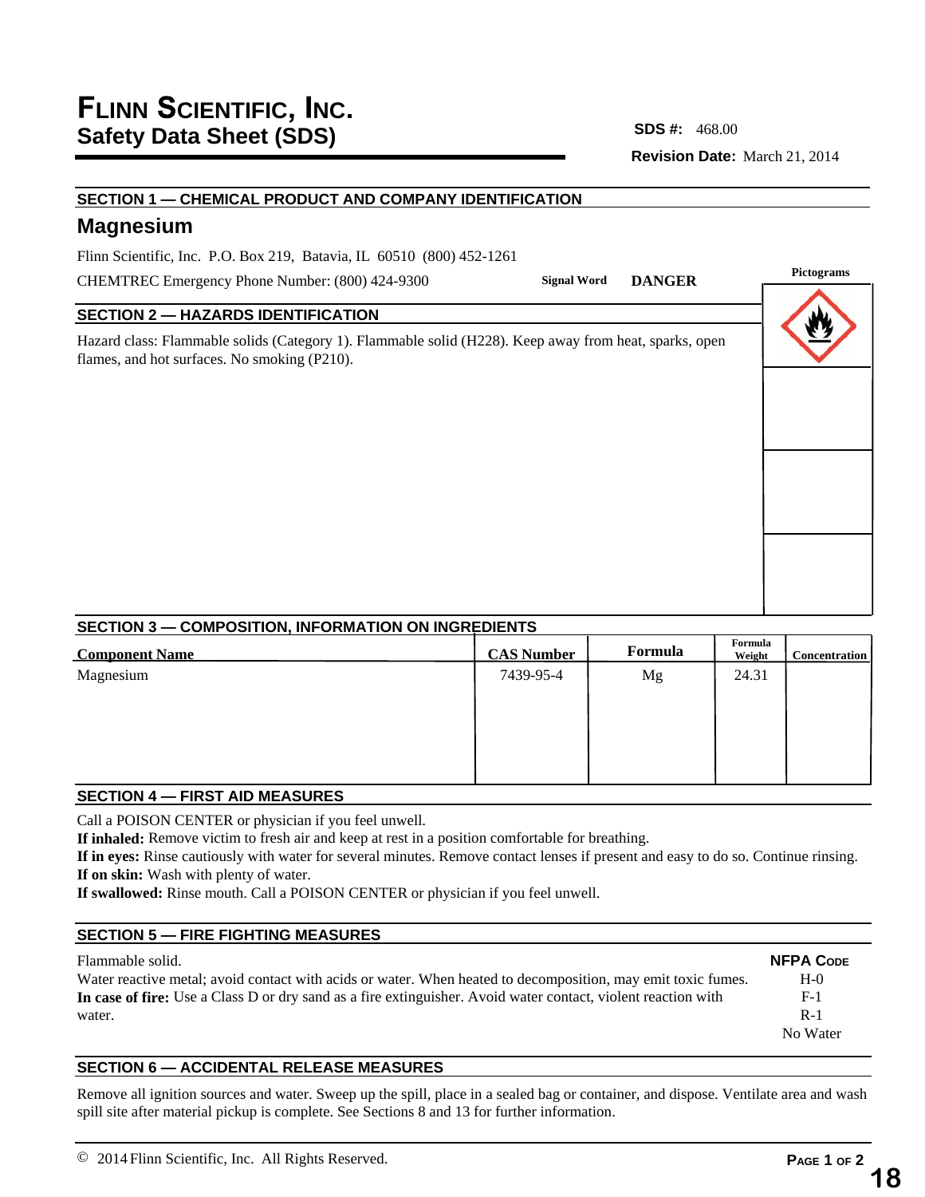# FLINN SCIENTIFIC, INC.
## Safety Data Sheet (SDS)

**SDS #:** 468.00

**Revision Date:** March 21, 2014

### SECTION 1 — CHEMICAL PRODUCT AND COMPANY IDENTIFICATION

## Magnesium

Flinn Scientific, Inc. P.O. Box 219, Batavia, IL 60510 (800) 452-1261

CHEMTREC Emergency Phone Number: (800) 424-9300

**Signal Word** **DANGER**

**Pictograms**

### SECTION 2 — HAZARDS IDENTIFICATION

Hazard class: Flammable solids (Category 1). Flammable solid (H228). Keep away from heat, sparks, open flames, and hot surfaces. No smoking (P210).

### SECTION 3 — COMPOSITION, INFORMATION ON INGREDIENTS

| Component Name | CAS Number | Formula | Formula Weight | Concentration |
|---|---|---|---|---|
| Magnesium | 7439-95-4 | Mg | 24.31 | |

### SECTION 4 — FIRST AID MEASURES

Call a POISON CENTER or physician if you feel unwell.
**If inhaled:** Remove victim to fresh air and keep at rest in a position comfortable for breathing.
**If in eyes:** Rinse cautiously with water for several minutes. Remove contact lenses if present and easy to do so. Continue rinsing.
**If on skin:** Wash with plenty of water.
**If swallowed:** Rinse mouth. Call a POISON CENTER or physician if you feel unwell.

### SECTION 5 — FIRE FIGHTING MEASURES

Flammable solid.
Water reactive metal; avoid contact with acids or water. When heated to decomposition, may emit toxic fumes.
**In case of fire:** Use a Class D or dry sand as a fire extinguisher. Avoid water contact, violent reaction with water.

**NFPA CODE**
H-0
F-1
R-1
No Water

### SECTION 6 — ACCIDENTAL RELEASE MEASURES

Remove all ignition sources and water. Sweep up the spill, place in a sealed bag or container, and dispose. Ventilate area and wash spill site after material pickup is complete. See Sections 8 and 13 for further information.

© 2014 Flinn Scientific, Inc. All Rights Reserved.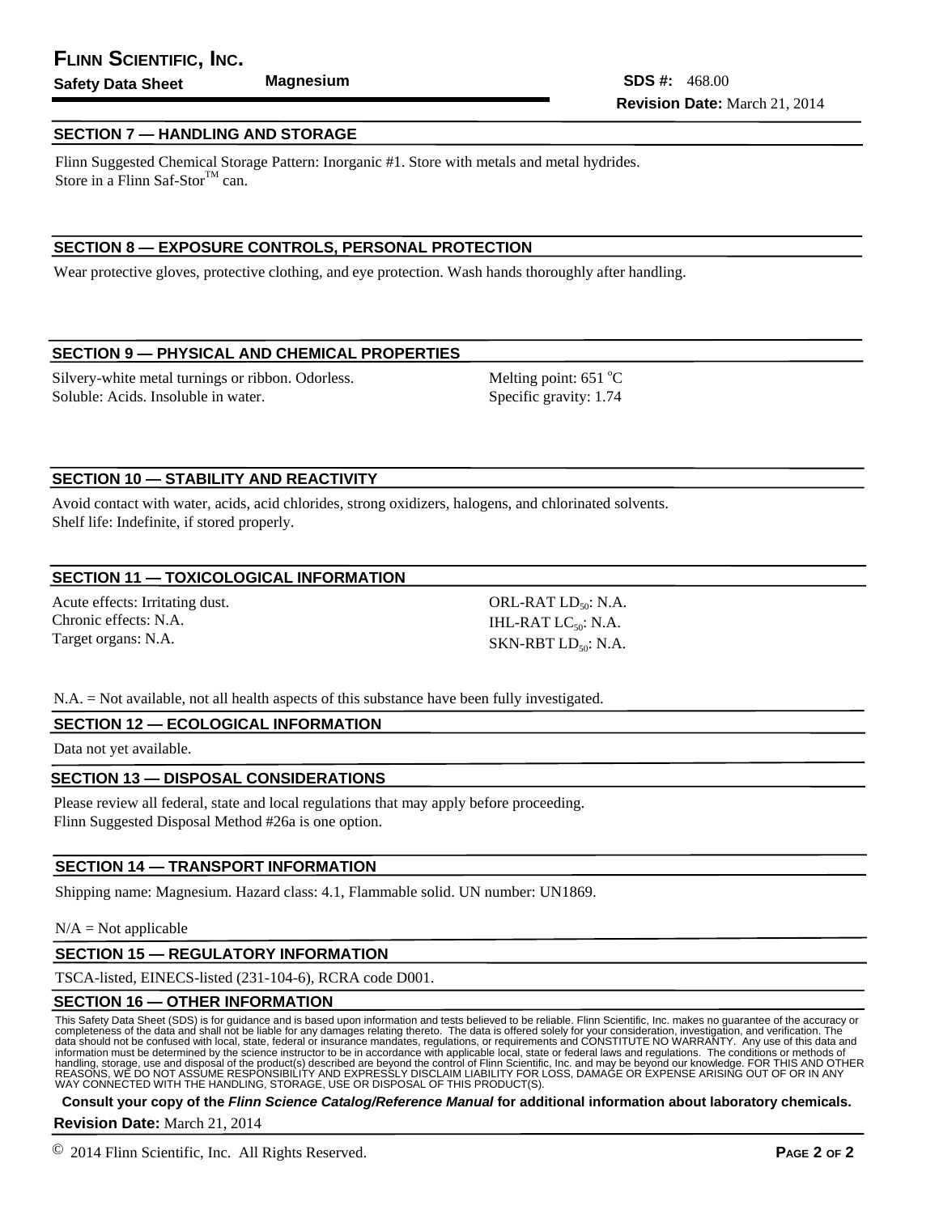## SECTION 7 — HANDLING AND STORAGE

Flinn Suggested Chemical Storage Pattern: Inorganic #1. Store with metals and metal hydrides.
Store in a Flinn Saf-Stor™ can.

## SECTION 8 — EXPOSURE CONTROLS, PERSONAL PROTECTION

Wear protective gloves, protective clothing, and eye protection. Wash hands thoroughly after handling.

## SECTION 9 — PHYSICAL AND CHEMICAL PROPERTIES

Silvery-white metal turnings or ribbon. Odorless.
Soluble: Acids. Insoluble in water.

Melting point: 651 °C
Specific gravity: 1.74

## SECTION 10 — STABILITY AND REACTIVITY

Avoid contact with water, acids, acid chlorides, strong oxidizers, halogens, and chlorinated solvents.
Shelf life: Indefinite, if stored properly.

## SECTION 11 — TOXICOLOGICAL INFORMATION

Acute effects: Irritating dust.
Chronic effects: N.A.
Target organs: N.A.

ORL-RAT $LD_{50}$: N.A.
IHL-RAT $LC_{50}$: N.A.
SKN-RBT $LD_{50}$: N.A.

N.A. = Not available, not all health aspects of this substance have been fully investigated.

## SECTION 12 — ECOLOGICAL INFORMATION

Data not yet available.

## SECTION 13 — DISPOSAL CONSIDERATIONS

Please review all federal, state and local regulations that may apply before proceeding.
Flinn Suggested Disposal Method #26a is one option.

## SECTION 14 — TRANSPORT INFORMATION

Shipping name: Magnesium. Hazard class: 4.1, Flammable solid. UN number: UN1869.

N/A = Not applicable

## SECTION 15 — REGULATORY INFORMATION

TSCA-listed, EINECS-listed (231-104-6), RCRA code D001.

## SECTION 16 — OTHER INFORMATION

This Safety Data Sheet (SDS) is for guidance and is based upon information and tests believed to be reliable. Flinn Scientific, Inc. makes no guarantee of the accuracy or completeness of the data and shall not be liable for any damages relating thereto. The data is offered solely for your consideration, investigation, and verification. The data should not be confused with local, state, federal or insurance mandates, regulations, or requirements and CONSTITUTE NO WARRANTY. Any use of this data and information must be determined by the science instructor to be in accordance with applicable local, state or federal laws and regulations. The conditions or methods of handling, storage, use and disposal of the product(s) described are beyond the control of Flinn Scientific, Inc. and may be beyond our knowledge. FOR THIS AND OTHER REASONS, WE DO NOT ASSUME RESPONSIBILITY AND EXPRESSLY DISCLAIM LIABILITY FOR LOSS, DAMAGE OR EXPENSE ARISING OUT OF OR IN ANY WAY CONNECTED WITH THE HANDLING, STORAGE, USE OR DISPOSAL OF THIS PRODUCT(S).

**Consult your copy of the *Flinn Science Catalog/Reference Manual* for additional information about laboratory chemicals.**

**Revision Date:** March 21, 2014

© 2014 Flinn Scientific, Inc. All Rights Reserved.